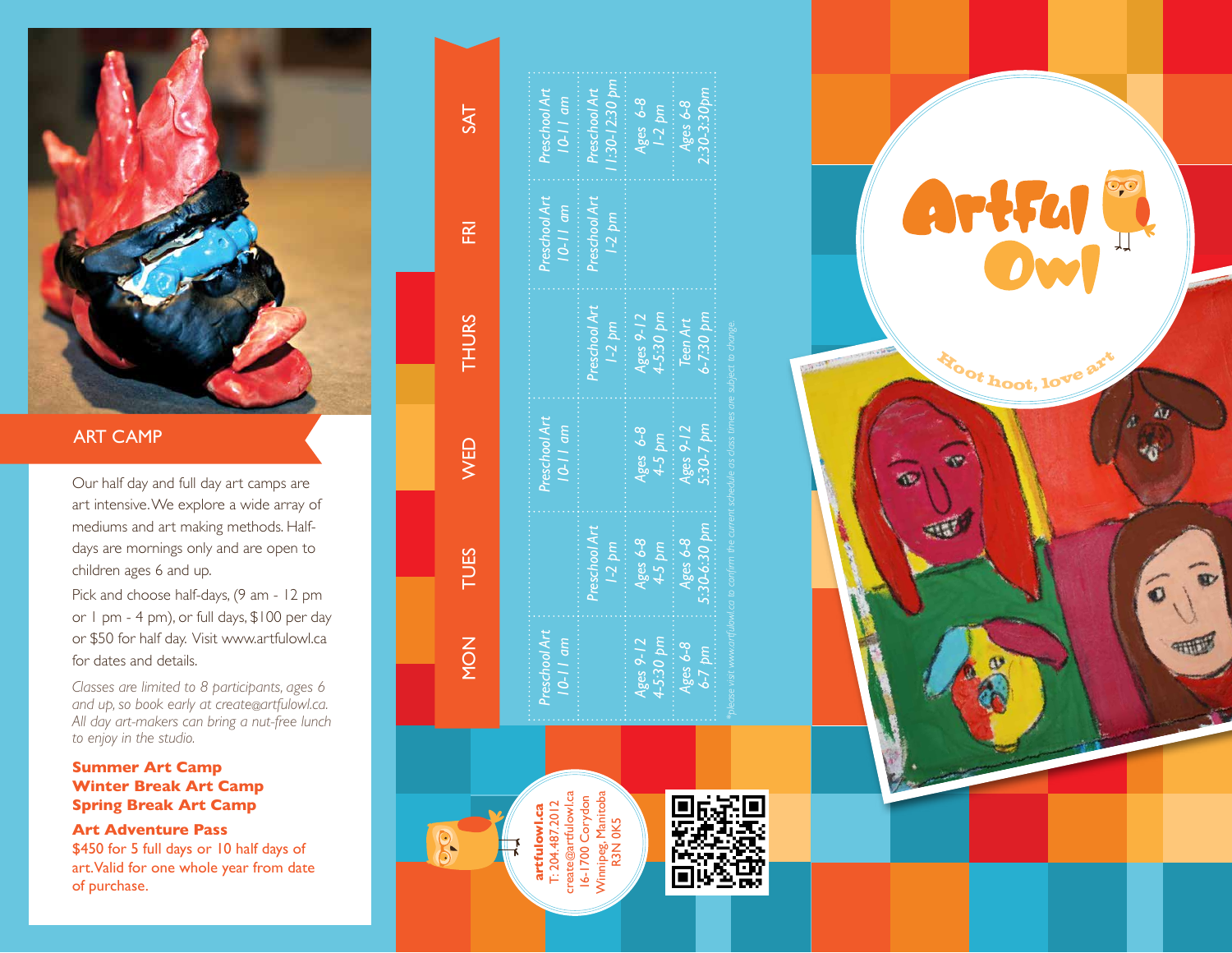## ART CAMP

Our half day and full day art camps are art intensive. We explore a wide array of mediums and art making methods. Half-days are mornings only and are open to children ages 6 and up.

Pick and choose half-days, (9 am - 12 pm or 1 pm - 4 pm), or full days, $100 per day or $50 for half day. Visit www.artfulowl.ca for dates and details.

*Classes are limited to 8 participants, ages 6 and up, so book early at create@artfulowl.ca. All day art-makers can bring a nut-free lunch to enjoy in the studio.*

**Summer Art Camp**
**Winter Break Art Camp**
**Spring Break Art Camp**

**Art Adventure Pass**
$450 for 5 full days or 10 half days of art. Valid for one whole year from date of purchase.

| MON | TUES | WED | THURS | FRI | SAT |
|---|---|---|---|---|---|
| Preschool Art 10-11 am | | Preschool Art 10-11 am | | Preschool Art 10-11 am | Preschool Art 10-11 am |
| | Preschool Art 1-2 pm | | Preschool Art 1-2 pm | Preschool Art 1-2 pm | Preschool Art 11:30-12:30 pm |
| Ages 9-12 4-5:30 pm | Ages 6-8 4-5 pm | Ages 6-8 4-5 pm | Ages 9-12 4-5:30 pm | | Ages 6-8 1-2 pm |
| Ages 6-8 6-7 pm | Ages 6-8 5:30-6:30 pm | Ages 9-12 5:30-7 pm | Teen Art 6-7:30 pm | | Ages 6-8 2:30-3:30pm |

*please visit www.artfulowl.ca to confirm the current schedule as class times are subject to change.

**artfulowl.ca**
T: 204.487.2012
create@artfulowl.ca
16-1700 Corydon
Winnipeg, Manitoba
R3N 0K5

# Artful Owl

Hoot hoot, love art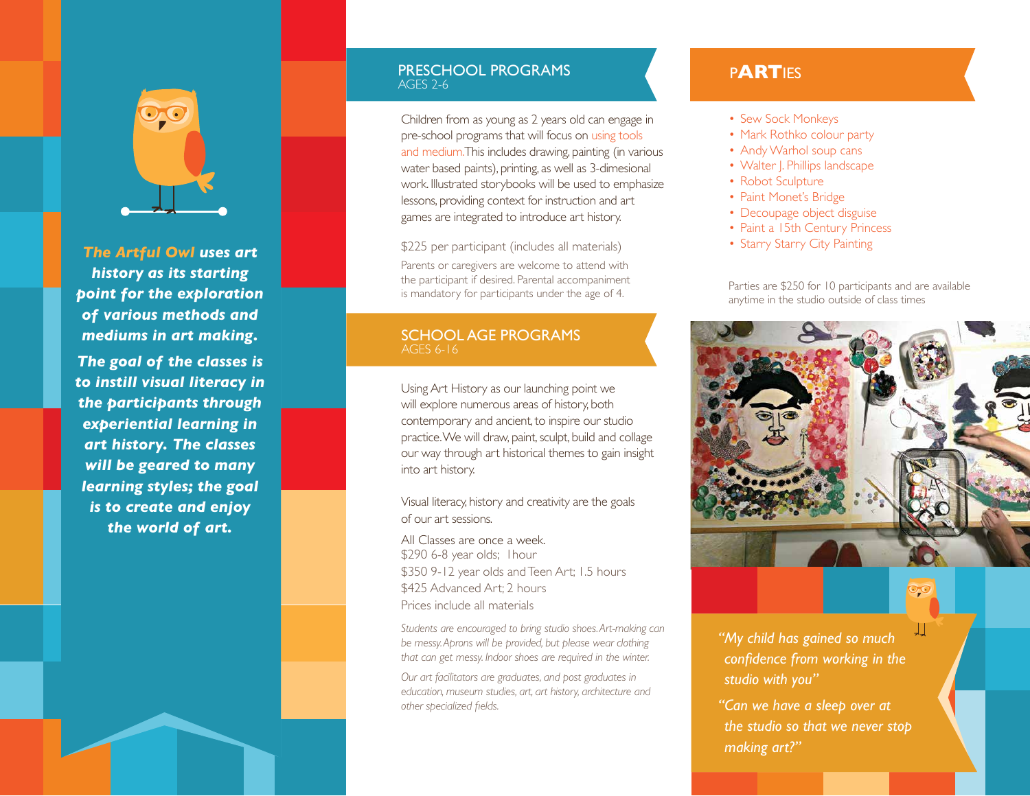***The Artful Owl* uses art history as its starting point for the exploration of various methods and mediums in art making.**

***The goal of the classes is to instill visual literacy in the participants through experiential learning in art history. The classes will be geared to many learning styles; the goal is to create and enjoy the world of art.***

## PRESCHOOL PROGRAMS
AGES 2-6

Children from as young as 2 years old can engage in pre-school programs that will focus on using tools and medium. This includes drawing, painting (in various water based paints), printing, as well as 3-dimesional work. Illustrated storybooks will be used to emphasize lessons, providing context for instruction and art games are integrated to introduce art history.

$225 per participant (includes all materials)

Parents or caregivers are welcome to attend with the participant if desired. Parental accompaniment is mandatory for participants under the age of 4.

## SCHOOL AGE PROGRAMS
AGES 6-16

Using Art History as our launching point we will explore numerous areas of history, both contemporary and ancient, to inspire our studio practice. We will draw, paint, sculpt, build and collage our way through art historical themes to gain insight into art history.

Visual literacy, history and creativity are the goals of our art sessions.

All Classes are once a week.
$290 6-8 year olds; 1hour
$350 9-12 year olds and Teen Art; 1.5 hours
$425 Advanced Art; 2 hours
Prices include all materials

*Students are encouraged to bring studio shoes. Art-making can be messy. Aprons will be provided, but please wear clothing that can get messy. Indoor shoes are required in the winter.*

*Our art facilitators are graduates, and post graduates in education, museum studies, art, art history, architecture and other specialized fields.*

## PARTIES

- Sew Sock Monkeys
- Mark Rothko colour party
- Andy Warhol soup cans
- Walter J. Phillips landscape
- Robot Sculpture
- Paint Monet's Bridge
- Decoupage object disguise
- Paint a 15th Century Princess
- Starry Starry City Painting

Parties are $250 for 10 participants and are available anytime in the studio outside of class times

*"My child has gained so much confidence from working in the studio with you"*

*"Can we have a sleep over at the studio so that we never stop making art?"*